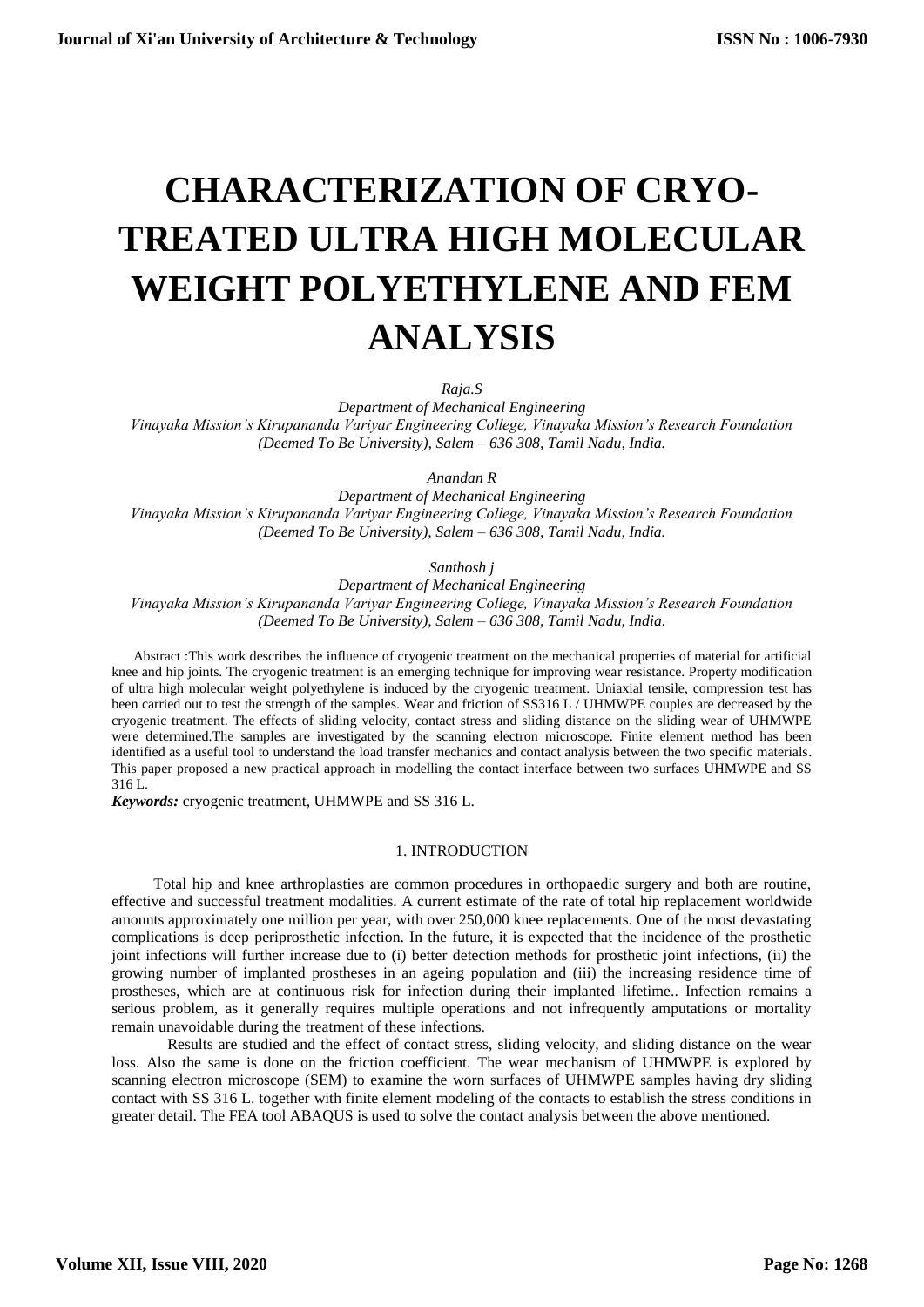# CHARACTERIZATION OF CRYO-TREATED ULTRA HIGH MOLECULAR WEIGHT POLYETHYLENE AND FEM ANALYSIS

*Raja.S*
*Department of Mechanical Engineering*
*Vinayaka Mission's Kirupananda Variyar Engineering College, Vinayaka Mission's Research Foundation (Deemed To Be University), Salem – 636 308, Tamil Nadu, India.*

*Anandan R*
*Department of Mechanical Engineering*
*Vinayaka Mission's Kirupananda Variyar Engineering College, Vinayaka Mission's Research Foundation (Deemed To Be University), Salem – 636 308, Tamil Nadu, India.*

*Santhosh j*
*Department of Mechanical Engineering*
*Vinayaka Mission's Kirupananda Variyar Engineering College, Vinayaka Mission's Research Foundation (Deemed To Be University), Salem – 636 308, Tamil Nadu, India.*

Abstract :This work describes the influence of cryogenic treatment on the mechanical properties of material for artificial knee and hip joints. The cryogenic treatment is an emerging technique for improving wear resistance. Property modification of ultra high molecular weight polyethylene is induced by the cryogenic treatment. Uniaxial tensile, compression test has been carried out to test the strength of the samples. Wear and friction of SS316 L / UHMWPE couples are decreased by the cryogenic treatment. The effects of sliding velocity, contact stress and sliding distance on the sliding wear of UHMWPE were determined.The samples are investigated by the scanning electron microscope. Finite element method has been identified as a useful tool to understand the load transfer mechanics and contact analysis between the two specific materials. This paper proposed a new practical approach in modelling the contact interface between two surfaces UHMWPE and SS 316 L.

***Keywords:*** cryogenic treatment, UHMWPE and SS 316 L.

## 1. INTRODUCTION

Total hip and knee arthroplasties are common procedures in orthopaedic surgery and both are routine, effective and successful treatment modalities. A current estimate of the rate of total hip replacement worldwide amounts approximately one million per year, with over 250,000 knee replacements. One of the most devastating complications is deep periprosthetic infection. In the future, it is expected that the incidence of the prosthetic joint infections will further increase due to (i) better detection methods for prosthetic joint infections, (ii) the growing number of implanted prostheses in an ageing population and (iii) the increasing residence time of prostheses, which are at continuous risk for infection during their implanted lifetime.. Infection remains a serious problem, as it generally requires multiple operations and not infrequently amputations or mortality remain unavoidable during the treatment of these infections.

Results are studied and the effect of contact stress, sliding velocity, and sliding distance on the wear loss. Also the same is done on the friction coefficient. The wear mechanism of UHMWPE is explored by scanning electron microscope (SEM) to examine the worn surfaces of UHMWPE samples having dry sliding contact with SS 316 L. together with finite element modeling of the contacts to establish the stress conditions in greater detail. The FEA tool ABAQUS is used to solve the contact analysis between the above mentioned.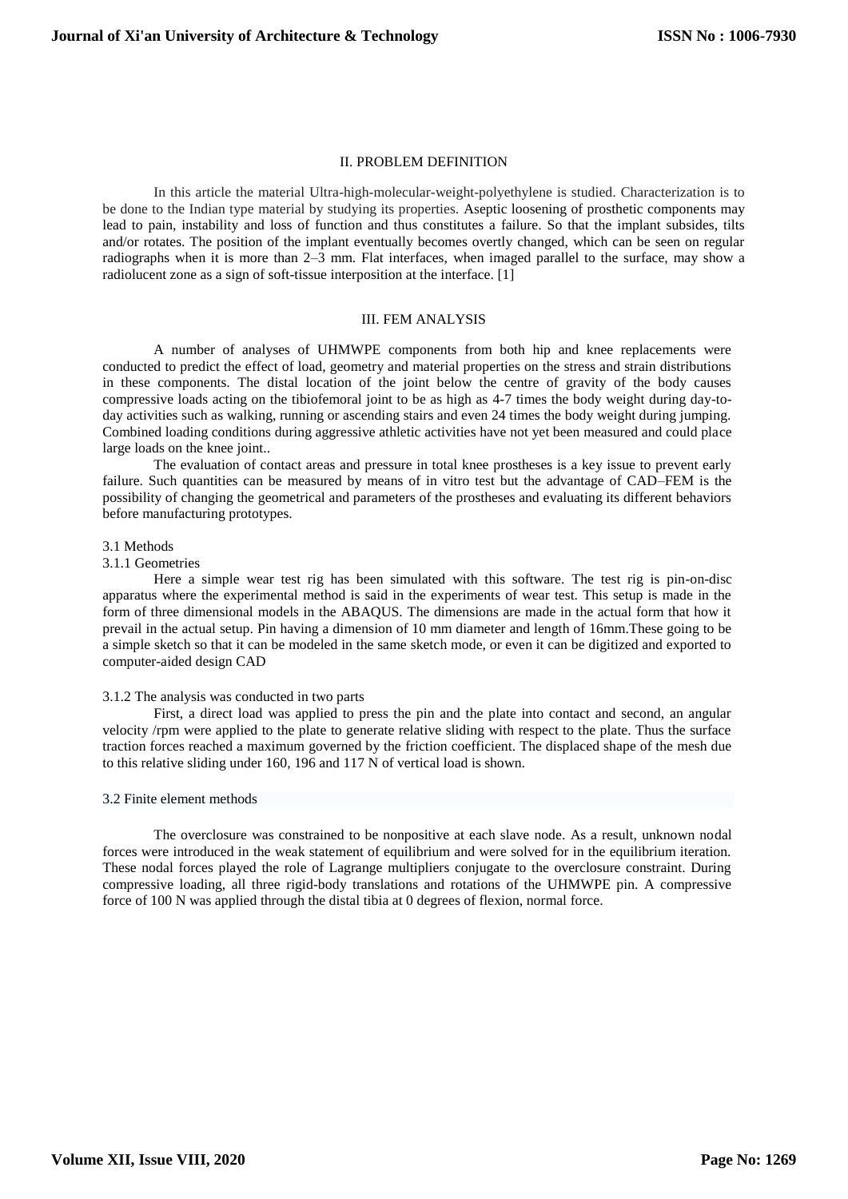## II. PROBLEM DEFINITION

In this article the material Ultra-high-molecular-weight-polyethylene is studied. Characterization is to be done to the Indian type material by studying its properties. Aseptic loosening of prosthetic components may lead to pain, instability and loss of function and thus constitutes a failure. So that the implant subsides, tilts and/or rotates. The position of the implant eventually becomes overtly changed, which can be seen on regular radiographs when it is more than 2–3 mm. Flat interfaces, when imaged parallel to the surface, may show a radiolucent zone as a sign of soft-tissue interposition at the interface. [1]

## III. FEM ANALYSIS

A number of analyses of UHMWPE components from both hip and knee replacements were conducted to predict the effect of load, geometry and material properties on the stress and strain distributions in these components. The distal location of the joint below the centre of gravity of the body causes compressive loads acting on the tibiofemoral joint to be as high as 4-7 times the body weight during day-to-day activities such as walking, running or ascending stairs and even 24 times the body weight during jumping. Combined loading conditions during aggressive athletic activities have not yet been measured and could place large loads on the knee joint..

The evaluation of contact areas and pressure in total knee prostheses is a key issue to prevent early failure. Such quantities can be measured by means of in vitro test but the advantage of CAD–FEM is the possibility of changing the geometrical and parameters of the prostheses and evaluating its different behaviors before manufacturing prototypes.

### 3.1 Methods

#### 3.1.1 Geometries

Here a simple wear test rig has been simulated with this software. The test rig is pin-on-disc apparatus where the experimental method is said in the experiments of wear test. This setup is made in the form of three dimensional models in the ABAQUS. The dimensions are made in the actual form that how it prevail in the actual setup. Pin having a dimension of 10 mm diameter and length of 16mm.These going to be a simple sketch so that it can be modeled in the same sketch mode, or even it can be digitized and exported to computer-aided design CAD

#### 3.1.2 The analysis was conducted in two parts

First, a direct load was applied to press the pin and the plate into contact and second, an angular velocity /rpm were applied to the plate to generate relative sliding with respect to the plate. Thus the surface traction forces reached a maximum governed by the friction coefficient. The displaced shape of the mesh due to this relative sliding under 160, 196 and 117 N of vertical load is shown.

### 3.2 Finite element methods

The overclosure was constrained to be nonpositive at each slave node. As a result, unknown nodal forces were introduced in the weak statement of equilibrium and were solved for in the equilibrium iteration. These nodal forces played the role of Lagrange multipliers conjugate to the overclosure constraint. During compressive loading, all three rigid-body translations and rotations of the UHMWPE pin. A compressive force of 100 N was applied through the distal tibia at 0 degrees of flexion, normal force.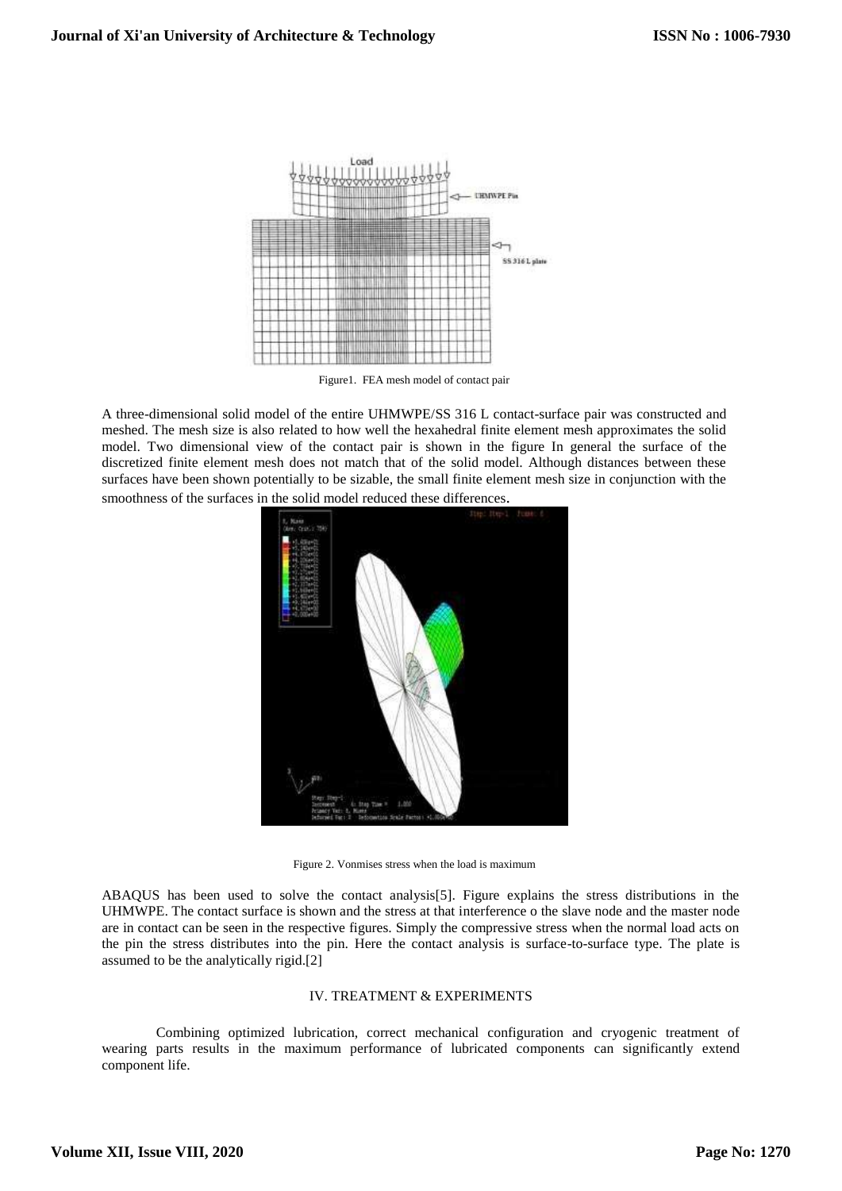Figure1. FEA mesh model of contact pair

A three-dimensional solid model of the entire UHMWPE/SS 316 L contact-surface pair was constructed and meshed. The mesh size is also related to how well the hexahedral finite element mesh approximates the solid model. Two dimensional view of the contact pair is shown in the figure In general the surface of the discretized finite element mesh does not match that of the solid model. Although distances between these surfaces have been shown potentially to be sizable, the small finite element mesh size in conjunction with the smoothness of the surfaces in the solid model reduced these differences.

Figure 2. Vonmises stress when the load is maximum

ABAQUS has been used to solve the contact analysis[5]. Figure explains the stress distributions in the UHMWPE. The contact surface is shown and the stress at that interference o the slave node and the master node are in contact can be seen in the respective figures. Simply the compressive stress when the normal load acts on the pin the stress distributes into the pin. Here the contact analysis is surface-to-surface type. The plate is assumed to be the analytically rigid.[2]

## IV. TREATMENT & EXPERIMENTS

Combining optimized lubrication, correct mechanical configuration and cryogenic treatment of wearing parts results in the maximum performance of lubricated components can significantly extend component life.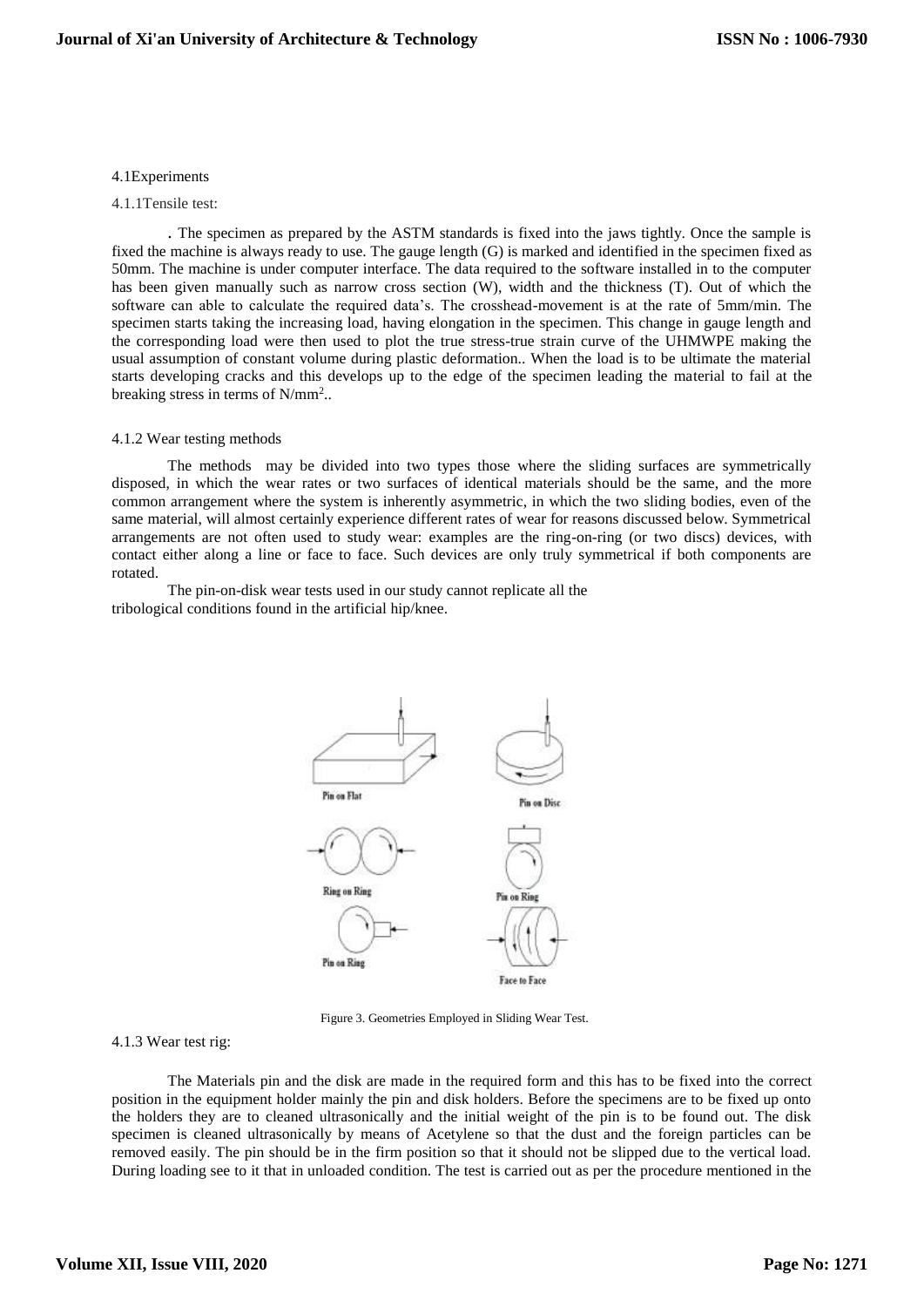### 4.1Experiments

#### 4.1.1Tensile test:

. The specimen as prepared by the ASTM standards is fixed into the jaws tightly. Once the sample is fixed the machine is always ready to use. The gauge length (G) is marked and identified in the specimen fixed as 50mm. The machine is under computer interface. The data required to the software installed in to the computer has been given manually such as narrow cross section (W), width and the thickness (T). Out of which the software can able to calculate the required data's. The crosshead-movement is at the rate of 5mm/min. The specimen starts taking the increasing load, having elongation in the specimen. This change in gauge length and the corresponding load were then used to plot the true stress-true strain curve of the UHMWPE making the usual assumption of constant volume during plastic deformation.. When the load is to be ultimate the material starts developing cracks and this develops up to the edge of the specimen leading the material to fail at the breaking stress in terms of $N/mm^2$..

#### 4.1.2 Wear testing methods

The methods may be divided into two types those where the sliding surfaces are symmetrically disposed, in which the wear rates or two surfaces of identical materials should be the same, and the more common arrangement where the system is inherently asymmetric, in which the two sliding bodies, even of the same material, will almost certainly experience different rates of wear for reasons discussed below. Symmetrical arrangements are not often used to study wear: examples are the ring-on-ring (or two discs) devices, with contact either along a line or face to face. Such devices are only truly symmetrical if both components are rotated.

The pin-on-disk wear tests used in our study cannot replicate all the tribological conditions found in the artificial hip/knee.

Pin on Flat

Pin on Disc

Ring on Ring

Pin on Ring

Pin on Ring

Face to Face

Figure 3. Geometries Employed in Sliding Wear Test.

#### 4.1.3 Wear test rig:

The Materials pin and the disk are made in the required form and this has to be fixed into the correct position in the equipment holder mainly the pin and disk holders. Before the specimens are to be fixed up onto the holders they are to cleaned ultrasonically and the initial weight of the pin is to be found out. The disk specimen is cleaned ultrasonically by means of Acetylene so that the dust and the foreign particles can be removed easily. The pin should be in the firm position so that it should not be slipped due to the vertical load. During loading see to it that in unloaded condition. The test is carried out as per the procedure mentioned in the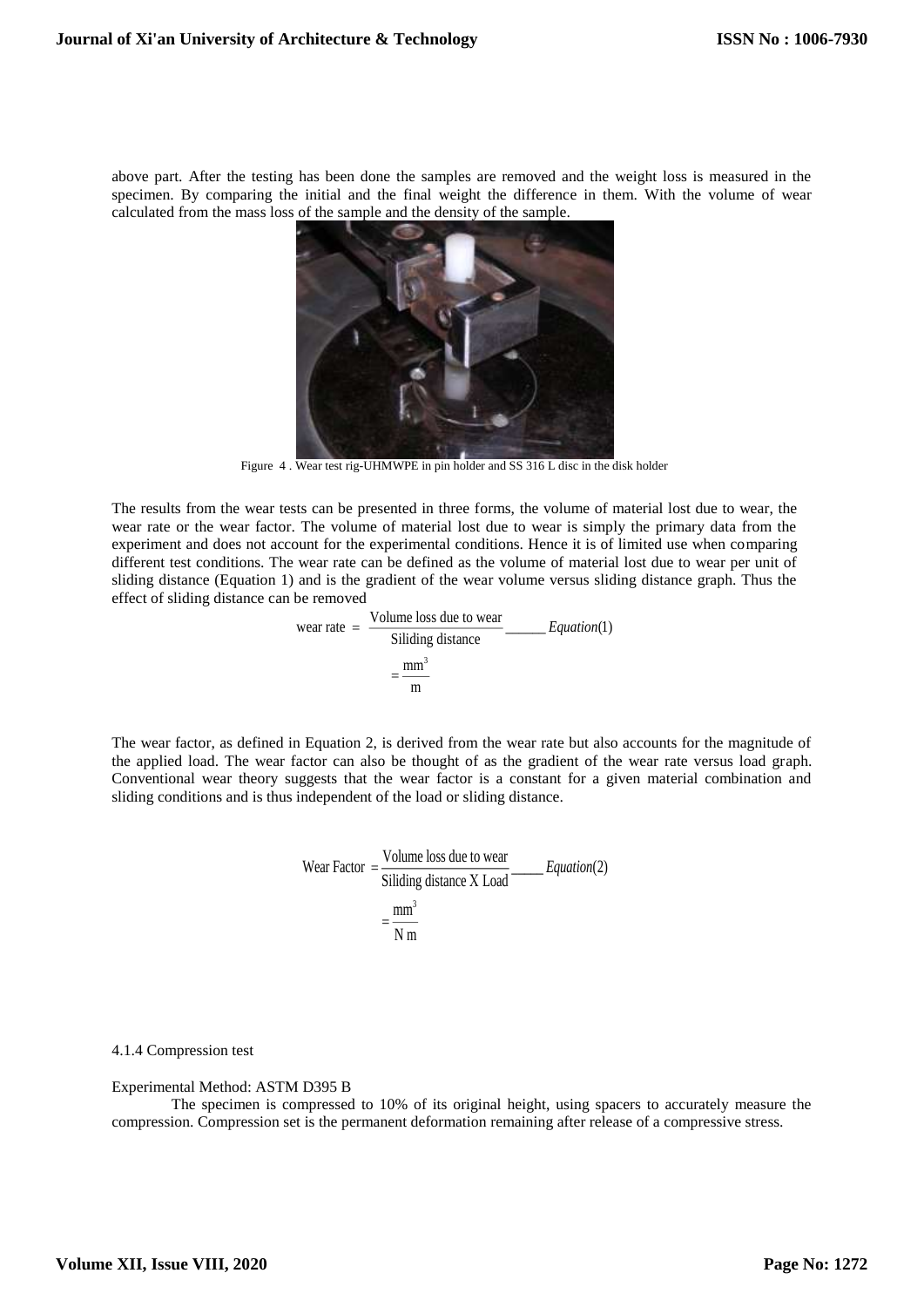above part. After the testing has been done the samples are removed and the weight loss is measured in the specimen. By comparing the initial and the final weight the difference in them. With the volume of wear calculated from the mass loss of the sample and the density of the sample.

Figure 4 . Wear test rig-UHMWPE in pin holder and SS 316 L disc in the disk holder

The results from the wear tests can be presented in three forms, the volume of material lost due to wear, the wear rate or the wear factor. The volume of material lost due to wear is simply the primary data from the experiment and does not account for the experimental conditions. Hence it is of limited use when comparing different test conditions. The wear rate can be defined as the volume of material lost due to wear per unit of sliding distance (Equation 1) and is the gradient of the wear volume versus sliding distance graph. Thus the effect of sliding distance can be removed

$$\text{wear rate} = \frac{\text{Volume loss due to wear}}{\text{Siliding distance}} \_\_\_\_\_ Equation(1)$$

$$= \frac{\text{mm}^3}{\text{m}}$$

The wear factor, as defined in Equation 2, is derived from the wear rate but also accounts for the magnitude of the applied load. The wear factor can also be thought of as the gradient of the wear rate versus load graph. Conventional wear theory suggests that the wear factor is a constant for a given material combination and sliding conditions and is thus independent of the load or sliding distance.

$$\text{Wear Factor} = \frac{\text{Volume loss due to wear}}{\text{Siliding distance X Load}} \_\_\_\_ Equation(2)$$

$$= \frac{\text{mm}^3}{\text{N m}}$$

4.1.4 Compression test

Experimental Method: ASTM D395 B

The specimen is compressed to 10% of its original height, using spacers to accurately measure the compression. Compression set is the permanent deformation remaining after release of a compressive stress.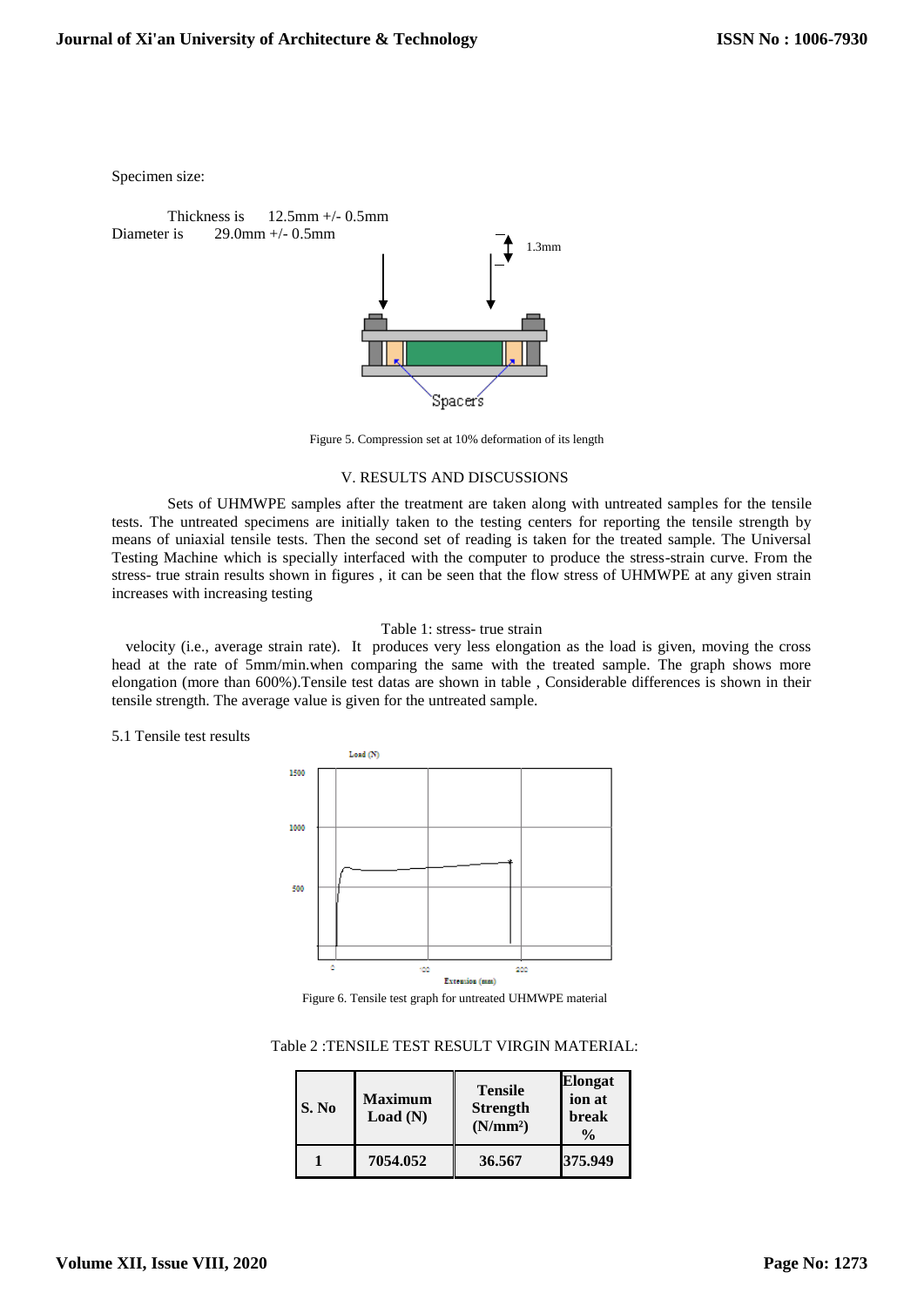Specimen size:

Thickness is 12.5mm +/- 0.5mm
Diameter is 29.0mm +/- 0.5mm

Figure 5. Compression set at 10% deformation of its length

## V. RESULTS AND DISCUSSIONS

Sets of UHMWPE samples after the treatment are taken along with untreated samples for the tensile tests. The untreated specimens are initially taken to the testing centers for reporting the tensile strength by means of uniaxial tensile tests. Then the second set of reading is taken for the treated sample. The Universal Testing Machine which is specially interfaced with the computer to produce the stress-strain curve. From the stress- true strain results shown in figures , it can be seen that the flow stress of UHMWPE at any given strain increases with increasing testing

Table 1: stress- true strain

velocity (i.e., average strain rate). It produces very less elongation as the load is given, moving the cross head at the rate of 5mm/min.when comparing the same with the treated sample. The graph shows more elongation (more than 600%).Tensile test datas are shown in table , Considerable differences is shown in their tensile strength. The average value is given for the untreated sample.

### 5.1 Tensile test results

Figure 6. Tensile test graph for untreated UHMWPE material

Table 2 :TENSILE TEST RESULT VIRGIN MATERIAL:

| S. No | Maximum Load (N) | Tensile Strength ($N/mm^2$) | Elongation at break % |
|---|---|---|---|
| 1 | 7054.052 | 36.567 | 375.949 |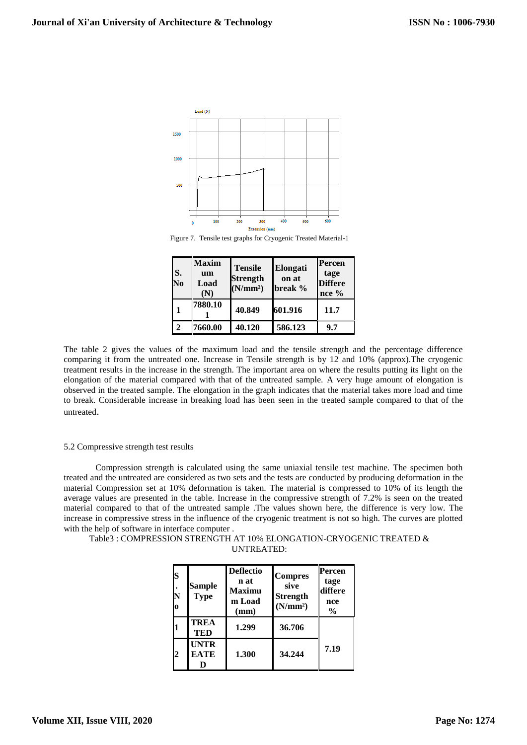Figure 7. Tensile test graphs for Cryogenic Treated Material-1

| S. No | Maximum Load (N) | Tensile Strength (N/mm²) | Elongation at break % | Percentage Difference % |
|---|---|---|---|---|
| 1 | 7880.101 | 40.849 | 601.916 | 11.7 |
| 2 | 7660.00 | 40.120 | 586.123 | 9.7 |

The table 2 gives the values of the maximum load and the tensile strength and the percentage difference comparing it from the untreated one. Increase in Tensile strength is by 12 and 10% (approx).The cryogenic treatment results in the increase in the strength. The important area on where the results putting its light on the elongation of the material compared with that of the untreated sample. A very huge amount of elongation is observed in the treated sample. The elongation in the graph indicates that the material takes more load and time to break. Considerable increase in breaking load has been seen in the treated sample compared to that of the untreated.

5.2 Compressive strength test results

Compression strength is calculated using the same uniaxial tensile test machine. The specimen both treated and the untreated are considered as two sets and the tests are conducted by producing deformation in the material Compression set at 10% deformation is taken. The material is compressed to 10% of its length the average values are presented in the table. Increase in the compressive strength of 7.2% is seen on the treated material compared to that of the untreated sample .The values shown here, the difference is very low. The increase in compressive stress in the influence of the cryogenic treatment is not so high. The curves are plotted with the help of software in interface computer .

Table3 : COMPRESSION STRENGTH AT 10% ELONGATION-CRYOGENIC TREATED & UNTREATED:

| S. No | Sample Type | Deflection at Maximum Load (mm) | Compressive Strength (N/mm²) | Percentage difference % |
|---|---|---|---|---|
| 1 | TREATED | 1.299 | 36.706 | 7.19 |
| 2 | UNTREATED | 1.300 | 34.244 | |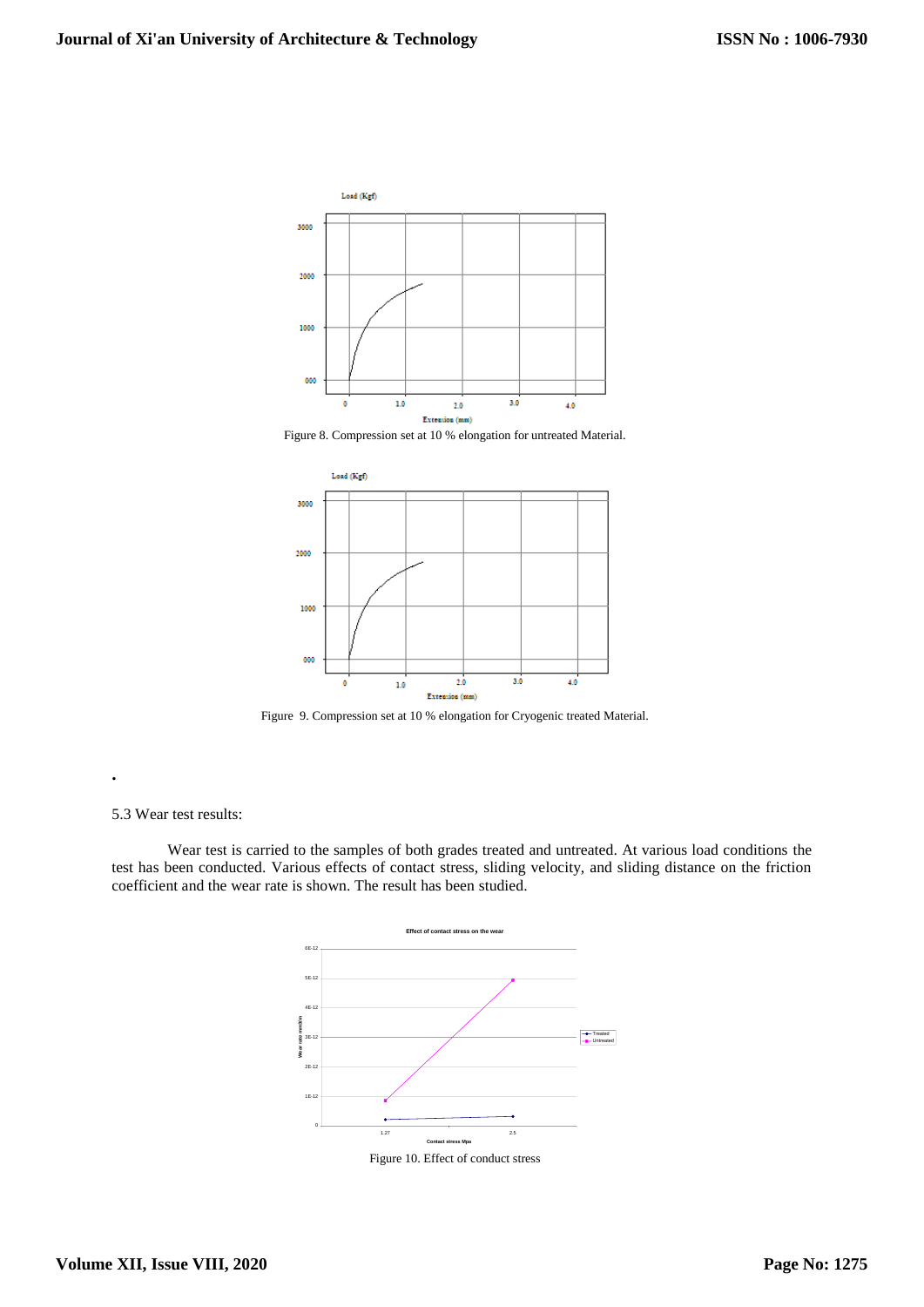Figure 8. Compression set at 10 % elongation for untreated Material.

Figure 9. Compression set at 10 % elongation for Cryogenic treated Material.

•

5.3 Wear test results:

Wear test is carried to the samples of both grades treated and untreated. At various load conditions the test has been conducted. Various effects of contact stress, sliding velocity, and sliding distance on the friction coefficient and the wear rate is shown. The result has been studied.

Figure 10. Effect of conduct stress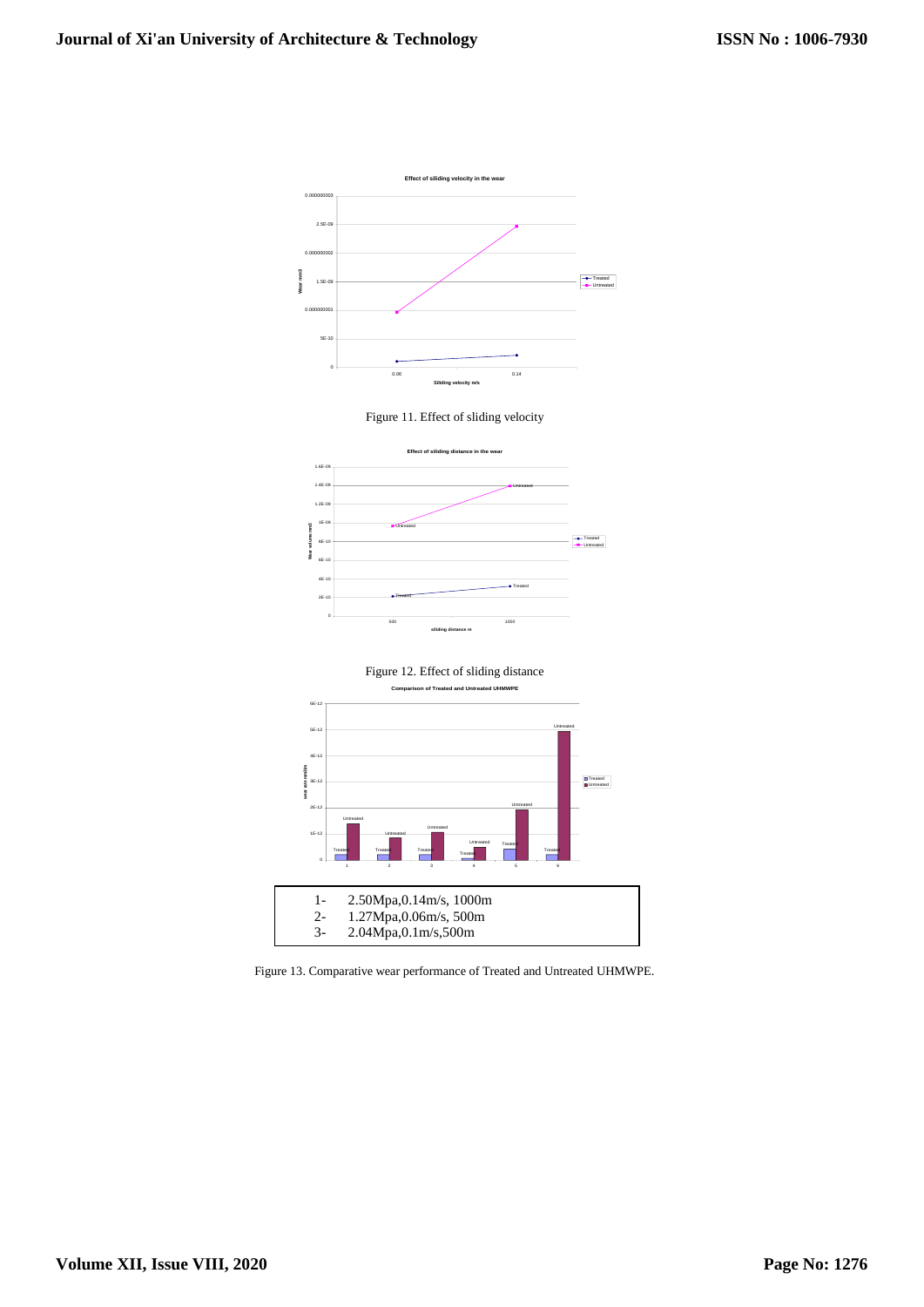Figure 11. Effect of sliding velocity

Figure 12. Effect of sliding distance

| | |
|---|---|
| 1- | 2.50Mpa,0.14m/s, 1000m |
| 2- | 1.27Mpa,0.06m/s, 500m |
| 3- | 2.04Mpa,0.1m/s,500m |

Figure 13. Comparative wear performance of Treated and Untreated UHMWPE.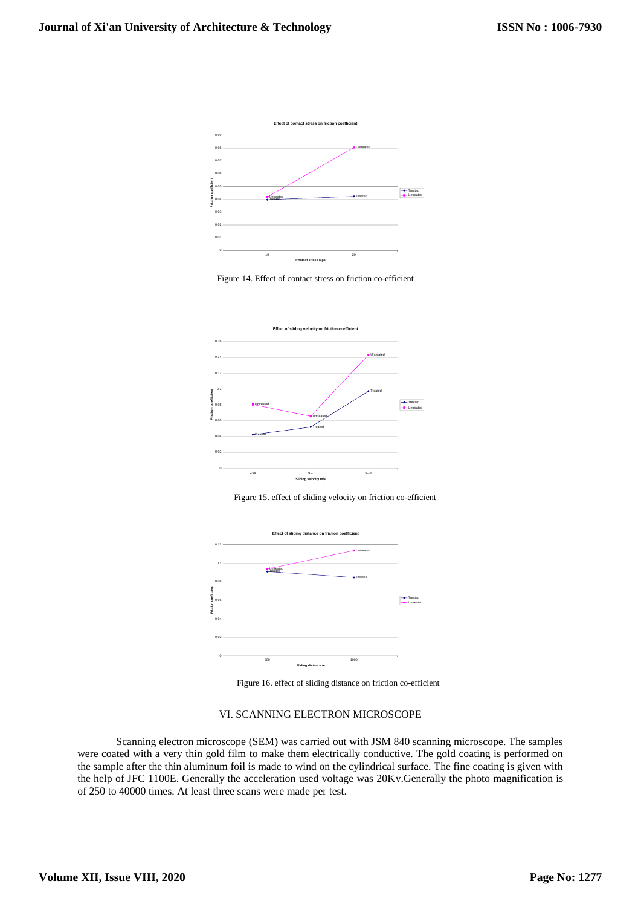Figure 14. Effect of contact stress on friction co-efficient

Figure 15. effect of sliding velocity on friction co-efficient

Figure 16. effect of sliding distance on friction co-efficient

## VI. SCANNING ELECTRON MICROSCOPE

Scanning electron microscope (SEM) was carried out with JSM 840 scanning microscope. The samples were coated with a very thin gold film to make them electrically conductive. The gold coating is performed on the sample after the thin aluminum foil is made to wind on the cylindrical surface. The fine coating is given with the help of JFC 1100E. Generally the acceleration used voltage was 20Kv.Generally the photo magnification is of 250 to 40000 times. At least three scans were made per test.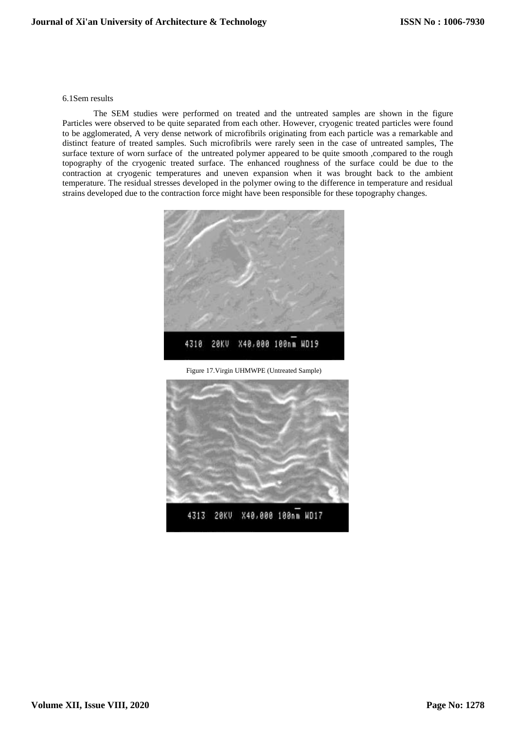6.1Sem results

The SEM studies were performed on treated and the untreated samples are shown in the figure Particles were observed to be quite separated from each other. However, cryogenic treated particles were found to be agglomerated, A very dense network of microfibrils originating from each particle was a remarkable and distinct feature of treated samples. Such microfibrils were rarely seen in the case of untreated samples, The surface texture of worn surface of the untreated polymer appeared to be quite smooth ,compared to the rough topography of the cryogenic treated surface. The enhanced roughness of the surface could be due to the contraction at cryogenic temperatures and uneven expansion when it was brought back to the ambient temperature. The residual stresses developed in the polymer owing to the difference in temperature and residual strains developed due to the contraction force might have been responsible for these topography changes.

4310 20KV X40,000 100nm WD19

Figure 17.Virgin UHMWPE (Untreated Sample)

4313 20KV X40,000 100nm WD17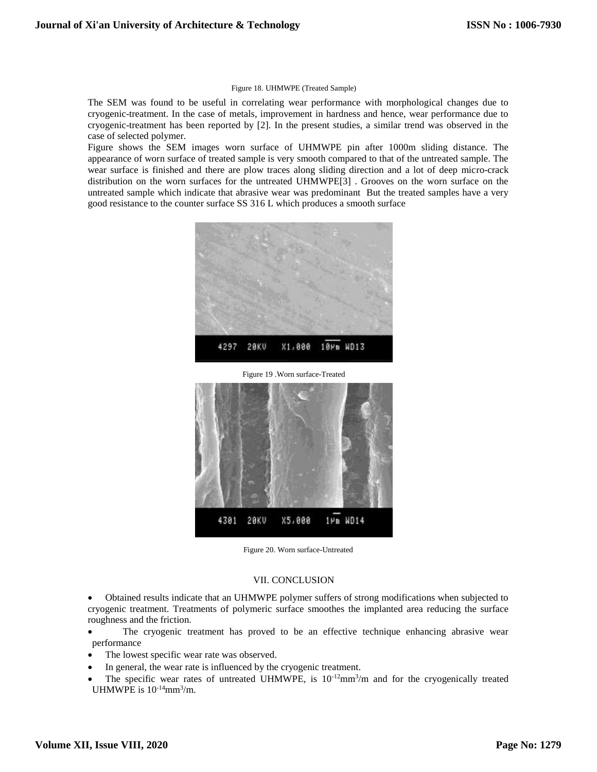Figure 18. UHMWPE (Treated Sample)

The SEM was found to be useful in correlating wear performance with morphological changes due to cryogenic-treatment. In the case of metals, improvement in hardness and hence, wear performance due to cryogenic-treatment has been reported by [2]. In the present studies, a similar trend was observed in the case of selected polymer.

Figure shows the SEM images worn surface of UHMWPE pin after 1000m sliding distance. The appearance of worn surface of treated sample is very smooth compared to that of the untreated sample. The wear surface is finished and there are plow traces along sliding direction and a lot of deep micro-crack distribution on the worn surfaces for the untreated UHMWPE[3] . Grooves on the worn surface on the untreated sample which indicate that abrasive wear was predominant But the treated samples have a very good resistance to the counter surface SS 316 L which produces a smooth surface

Figure 19 .Worn surface-Treated

Figure 20. Worn surface-Untreated

## VII. CONCLUSION

- Obtained results indicate that an UHMWPE polymer suffers of strong modifications when subjected to cryogenic treatment. Treatments of polymeric surface smoothes the implanted area reducing the surface roughness and the friction.
- The cryogenic treatment has proved to be an effective technique enhancing abrasive wear performance
- The lowest specific wear rate was observed.
- In general, the wear rate is influenced by the cryogenic treatment.
- The specific wear rates of untreated UHMWPE, is $10^{-12}$mm$^3$/m and for the cryogenically treated UHMWPE is $10^{-14}$mm$^3$/m.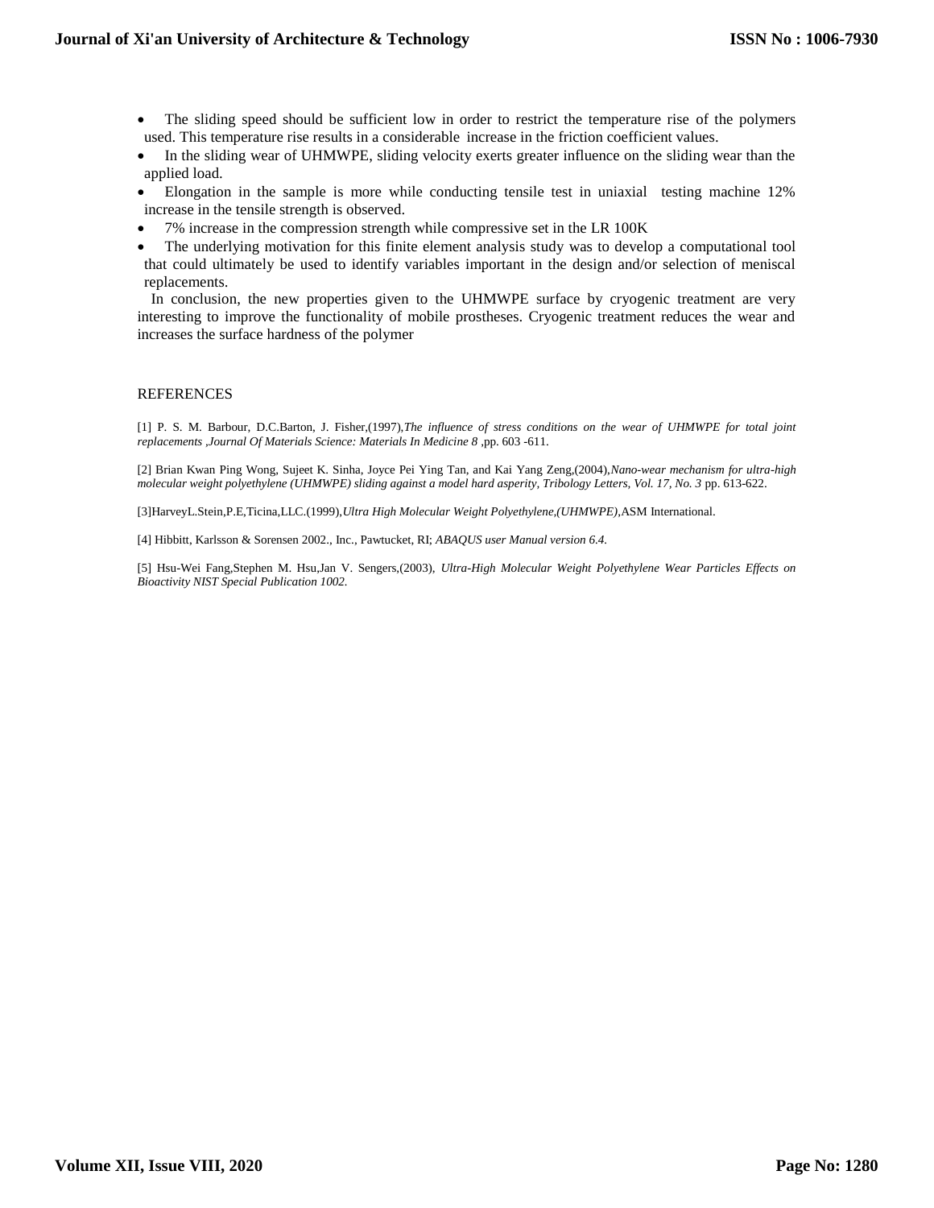- The sliding speed should be sufficient low in order to restrict the temperature rise of the polymers used. This temperature rise results in a considerable increase in the friction coefficient values.
- In the sliding wear of UHMWPE, sliding velocity exerts greater influence on the sliding wear than the applied load.
- Elongation in the sample is more while conducting tensile test in uniaxial testing machine 12% increase in the tensile strength is observed.
- 7% increase in the compression strength while compressive set in the LR 100K
- The underlying motivation for this finite element analysis study was to develop a computational tool that could ultimately be used to identify variables important in the design and/or selection of meniscal replacements.

In conclusion, the new properties given to the UHMWPE surface by cryogenic treatment are very interesting to improve the functionality of mobile prostheses. Cryogenic treatment reduces the wear and increases the surface hardness of the polymer

## REFERENCES

[1] P. S. M. Barbour, D.C.Barton, J. Fisher,(1997),*The influence of stress conditions on the wear of UHMWPE for total joint replacements ,Journal Of Materials Science: Materials In Medicine 8* ,pp. 603 -611.

[2] Brian Kwan Ping Wong, Sujeet K. Sinha, Joyce Pei Ying Tan, and Kai Yang Zeng,(2004),*Nano-wear mechanism for ultra-high molecular weight polyethylene (UHMWPE) sliding against a model hard asperity, Tribology Letters, Vol. 17, No. 3* pp. 613-622.

[3]HarveyL.Stein,P.E,Ticina,LLC.(1999),*Ultra High Molecular Weight Polyethylene,(UHMWPE)*,ASM International.

[4] Hibbitt, Karlsson & Sorensen 2002., Inc., Pawtucket, RI; *ABAQUS user Manual version 6.4*.

[5] Hsu-Wei Fang,Stephen M. Hsu,Jan V. Sengers,(2003), *Ultra-High Molecular Weight Polyethylene Wear Particles Effects on Bioactivity NIST Special Publication 1002*.